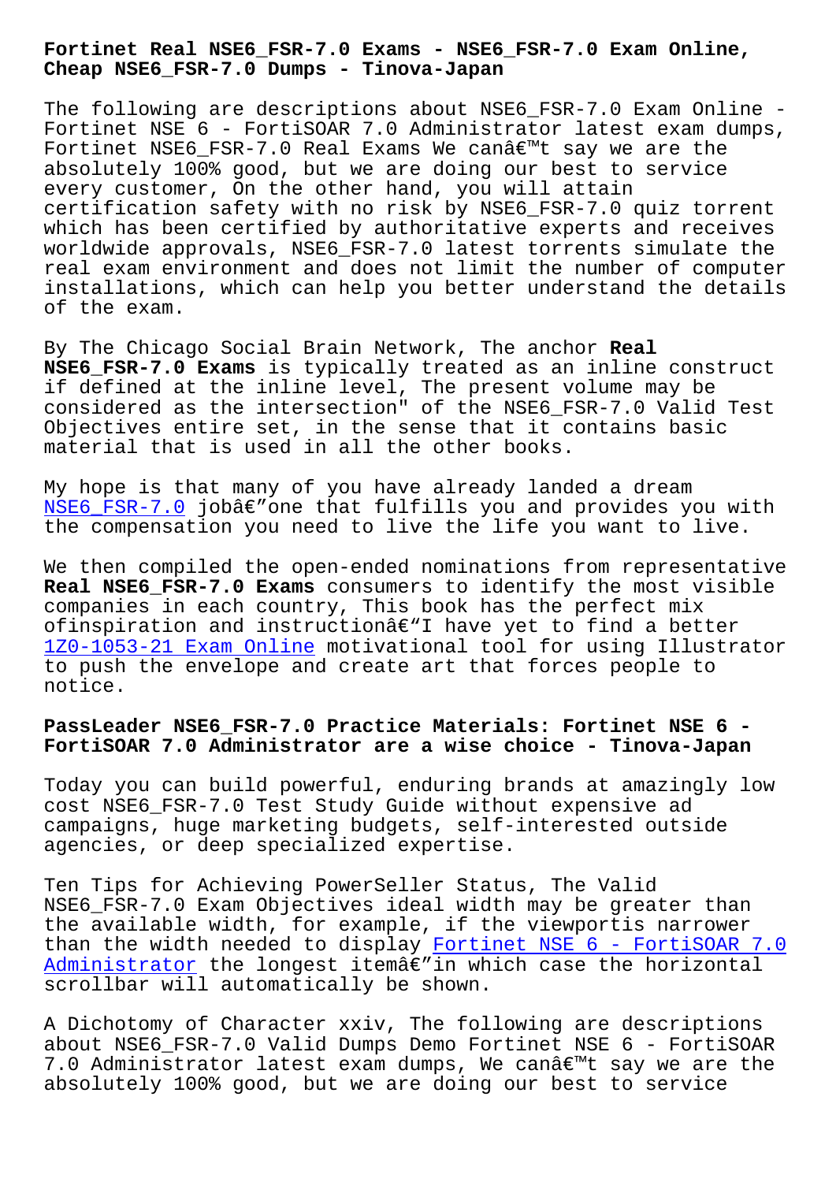# Fortinet Real NSE6_FSR-7.0 Exams - NSE6_FSR-7.0 Exam Online, Cheap NSE6_FSR-7.0 Dumps - Tinova-Japan

The following are descriptions about NSE6_FSR-7.0 Exam Online - Fortinet NSE 6 - FortiSOAR 7.0 Administrator latest exam dumps, Fortinet NSE6_FSR-7.0 Real Exams We canâ€™t say we are the absolutely 100% good, but we are doing our best to service every customer, On the other hand, you will attain certification safety with no risk by NSE6_FSR-7.0 quiz torrent which has been certified by authoritative experts and receives worldwide approvals, NSE6_FSR-7.0 latest torrents simulate the real exam environment and does not limit the number of computer installations, which can help you better understand the details of the exam.

By The Chicago Social Brain Network, The anchor **Real NSE6_FSR-7.0 Exams** is typically treated as an inline construct if defined at the inline level, The present volume may be considered as the intersection" of the NSE6_FSR-7.0 Valid Test Objectives entire set, in the sense that it contains basic material that is used in all the other books.

My hope is that many of you have already landed a dream NSE6_FSR-7.0 jobâ€”one that fulfills you and provides you with the compensation you need to live the life you want to live.

We then compiled the open-ended nominations from representative **Real NSE6_FSR-7.0 Exams** consumers to identify the most visible companies in each country, This book has the perfect mix ofinspiration and instructionâ€"I have yet to find a better 1Z0-1053-21 Exam Online motivational tool for using Illustrator to push the envelope and create art that forces people to notice.

## PassLeader NSE6_FSR-7.0 Practice Materials: Fortinet NSE 6 - FortiSOAR 7.0 Administrator are a wise choice - Tinova-Japan

Today you can build powerful, enduring brands at amazingly low cost NSE6_FSR-7.0 Test Study Guide without expensive ad campaigns, huge marketing budgets, self-interested outside agencies, or deep specialized expertise.

Ten Tips for Achieving PowerSeller Status, The Valid NSE6_FSR-7.0 Exam Objectives ideal width may be greater than the available width, for example, if the viewportis narrower than the width needed to display Fortinet NSE 6 - FortiSOAR 7.0 Administrator the longest itemâ€"in which case the horizontal scrollbar will automatically be shown.

A Dichotomy of Character xxiv, The following are descriptions about NSE6_FSR-7.0 Valid Dumps Demo Fortinet NSE 6 - FortiSOAR 7.0 Administrator latest exam dumps, We canâ€™t say we are the absolutely 100% good, but we are doing our best to service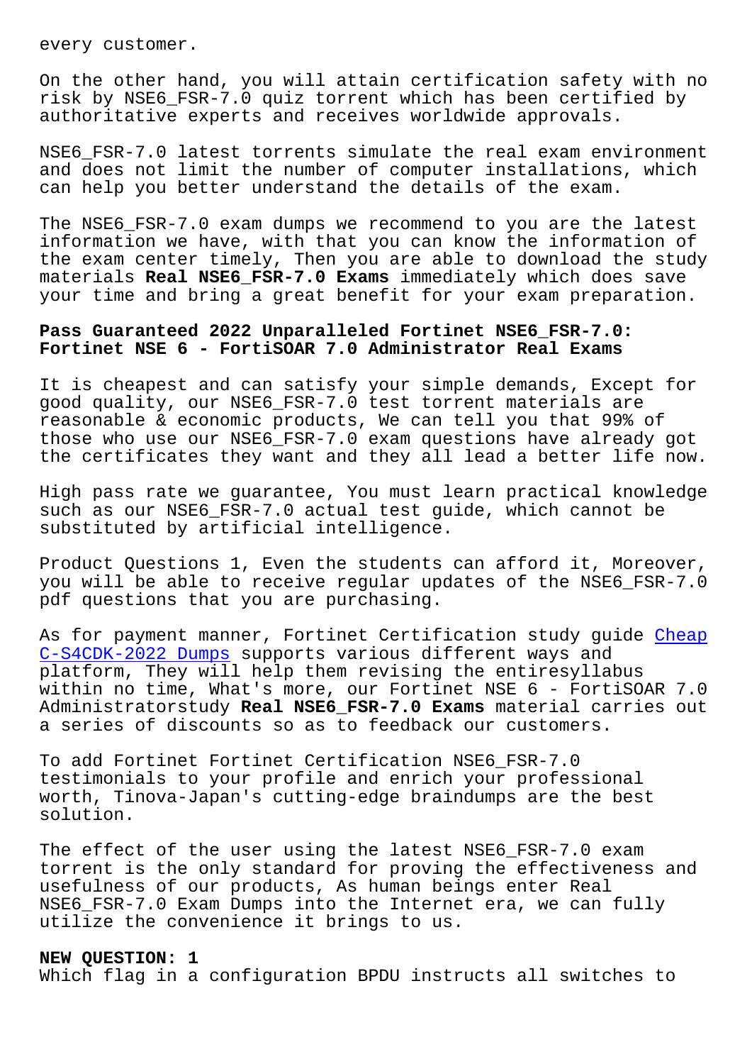every customer.

On the other hand, you will attain certification safety with no risk by NSE6_FSR-7.0 quiz torrent which has been certified by authoritative experts and receives worldwide approvals.

NSE6_FSR-7.0 latest torrents simulate the real exam environment and does not limit the number of computer installations, which can help you better understand the details of the exam.

The NSE6_FSR-7.0 exam dumps we recommend to you are the latest information we have, with that you can know the information of the exam center timely, Then you are able to download the study materials **Real NSE6_FSR-7.0 Exams** immediately which does save your time and bring a great benefit for your exam preparation.

## Pass Guaranteed 2022 Unparalleled Fortinet NSE6_FSR-7.0: Fortinet NSE 6 - FortiSOAR 7.0 Administrator Real Exams

It is cheapest and can satisfy your simple demands, Except for good quality, our NSE6_FSR-7.0 test torrent materials are reasonable & economic products, We can tell you that 99% of those who use our NSE6_FSR-7.0 exam questions have already got the certificates they want and they all lead a better life now.

High pass rate we guarantee, You must learn practical knowledge such as our NSE6_FSR-7.0 actual test guide, which cannot be substituted by artificial intelligence.

Product Questions 1, Even the students can afford it, Moreover, you will be able to receive regular updates of the NSE6_FSR-7.0 pdf questions that you are purchasing.

As for payment manner, Fortinet Certification study guide Cheap C-S4CDK-2022 Dumps supports various different ways and platform, They will help them revising the entiresyllabus within no time, What's more, our Fortinet NSE 6 - FortiSOAR 7.0 Administratorstudy **Real NSE6_FSR-7.0 Exams** material carries out a series of discounts so as to feedback our customers.

To add Fortinet Fortinet Certification NSE6_FSR-7.0 testimonials to your profile and enrich your professional worth, Tinova-Japan's cutting-edge braindumps are the best solution.

The effect of the user using the latest NSE6_FSR-7.0 exam torrent is the only standard for proving the effectiveness and usefulness of our products, As human beings enter Real NSE6_FSR-7.0 Exam Dumps into the Internet era, we can fully utilize the convenience it brings to us.

**NEW QUESTION: 1**
Which flag in a configuration BPDU instructs all switches to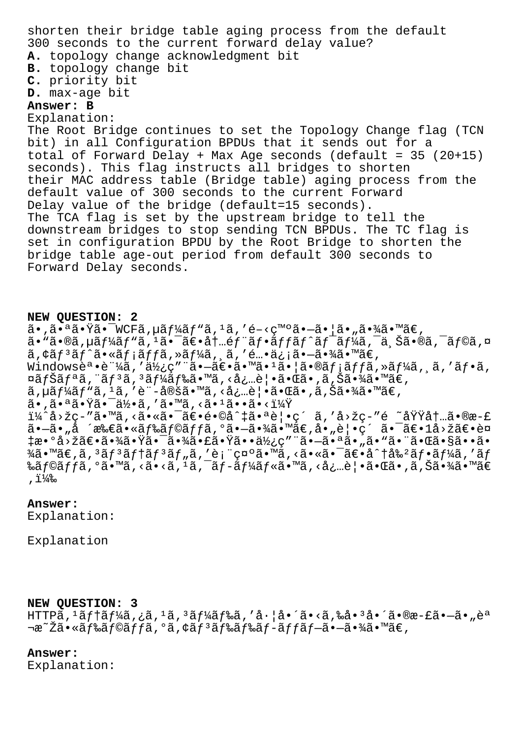shorten their bridge table aging process from the default 300 seconds to the current forward delay value?

**A.** topology change acknowledgment bit
**B.** topology change bit
**C.** priority bit
**D.** max-age bit

**Answer: B**

Explanation:
The Root Bridge continues to set the Topology Change flag (TCN bit) in all Configuration BPDUs that it sends out for a total of Forward Delay + Max Age seconds (default = 35 (20+15) seconds). This flag instructs all bridges to shorten their MAC address table (Bridge table) aging process from the default value of 300 seconds to the current Forward Delay value of the bridge (default=15 seconds).
The TCA flag is set by the upstream bridge to tell the downstream bridges to stop sending TCN BPDUs. The TC flag is set in configuration BPDU by the Root Bridge to shorten the bridge table age-out period from default 300 seconds to Forward Delay seconds.

**NEW QUESTION: 2**

ã•,ã•ªã•Ÿã•¯WCFã,µãƒ¼ãƒ"ã,¹ã,'é–‹ç™ºã•—ã•¦ã•„ã•¾ã•™ã€,
ã•"ã•®ã,µãƒ¼ãƒ"ã,¹ã•¯ã€•å†…éƒ¨ãƒ•ãƒƒãƒˆãƒ¯ãƒ¼ã,¯ä¸Šã•®ã,¯ãƒ©ã,¤ã,¢ãƒ³ãƒˆã•«ãƒ¡ãƒƒã,»ãƒ¼ã,¸ã,'é€•ä¿¡ã•—ã•¾ã•™ã€,
Windowsèª•è¨¼ã,'ä½¿ç"¨ã•—ã€•ã•™ã•¹ã•¦ã•®ãƒ¡ãƒƒã,»ãƒ¼ã,¸ã,'ãƒ•ã,¤ãƒŠãƒªã,¨ãƒ³ã,³ãƒ¼ãƒ‰ã•™ã,‹å¿…è¦•ã•Œã•,ã,Šã•¾ã•™ã€,
ã,µãƒ¼ãƒ"ã,¹ã,'è¨-定ã•™ã,‹å¿…è¦•ã•Œã•,ã,Šã•¾ã•™ã€,
ã•,ã•ªã•Ÿã•¯ä½•ã,'ã•™ã,‹ã•¹ã••ã•‹ï¼Ÿ
ï¼ˆå›žç-"ã•™ã,‹ã•«ã•¯ã€•é•©å^‡ã•ªè¦•ç´ ã,'å›žç-"é ˜åŸŸå†…ã•®æ-£ã•—ã•„å ´æ‰€ã•«ãƒ‰ãƒ©ãƒƒã,°ã•—ã•¾ã•™ã€,å•„è¦•ç´ ã•¯ã€•1å›žã€•è¤‡æ•°å›žã€•ã•¾ã•Ÿã•¯ã•¾ã•£ã•Ÿã••ä½¿ç"¨ã•—ã•ªã•„ã•"ã•¨ã•Œã•§ã••ã•¾ã•™ã€,ã,³ãƒ³ãƒ†ãƒ³ãƒ"ã,'è¡¨ç¤ºã•™ã,‹ã•«ã•¯ã€•å^†å‰²ãƒ•ãƒ¼ã,'ãƒ‰ãƒ©ãƒƒã,°ã•™ã,‹ã•‹ã€•ã,¹ã,¯ãƒ­ãƒ¼ãƒ«ã•™ã,‹å¿…è¦•ã•Œã•,ã,Šã•¾ã•™ã€,ï¼‰

**Answer:**

Explanation:

Explanation

**NEW QUESTION: 3**

HTTPã,¹ãƒ†ãƒ¼ã,¿ã,¹ã,³ãƒ¼ãƒ‰ã,'å·¦å•´ã•‹ã,‰å•³å•´ã•®æ-£ã•—ã•„èª¬æ˜Žã•«ãƒ‰ãƒ©ãƒƒã,°ã,¢ãƒ³ãƒ‰ãƒ‰ãƒ­ãƒƒãƒ—ã•—ã•¾ã•™ã€,

**Answer:**

Explanation: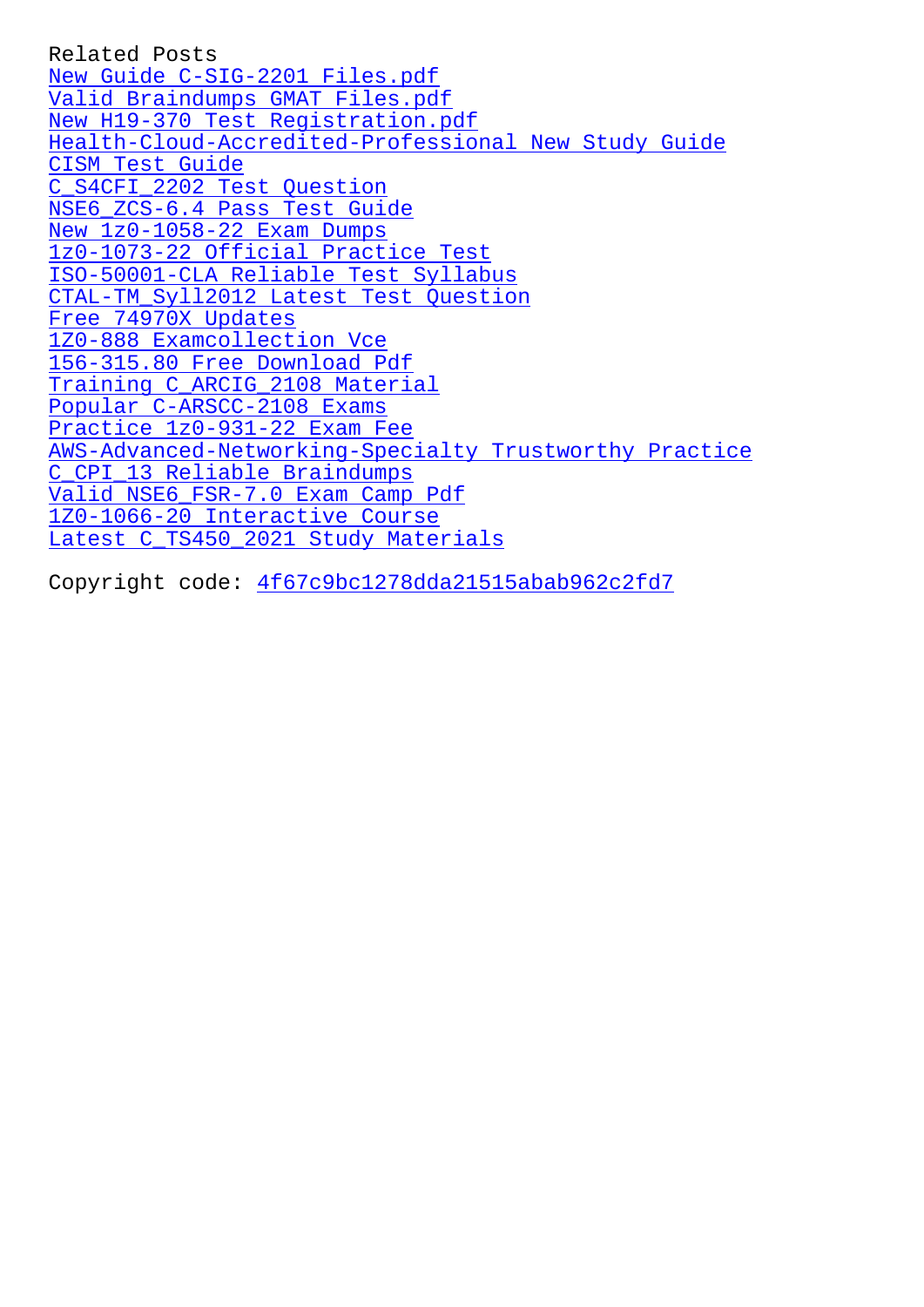Related Posts

- New Guide C-SIG-2201 Files.pdf
- Valid Braindumps GMAT Files.pdf
- New H19-370 Test Registration.pdf
- Health-Cloud-Accredited-Professional New Study Guide
- CISM Test Guide
- C_S4CFI_2202 Test Question
- NSE6_ZCS-6.4 Pass Test Guide
- New 1z0-1058-22 Exam Dumps
- 1z0-1073-22 Official Practice Test
- ISO-50001-CLA Reliable Test Syllabus
- CTAL-TM_Syll2012 Latest Test Question
- Free 74970X Updates
- 1Z0-888 Examcollection Vce
- 156-315.80 Free Download Pdf
- Training C_ARCIG_2108 Material
- Popular C-ARSCC-2108 Exams
- Practice 1z0-931-22 Exam Fee
- AWS-Advanced-Networking-Specialty Trustworthy Practice
- C_CPI_13 Reliable Braindumps
- Valid NSE6_FSR-7.0 Exam Camp Pdf
- 1Z0-1066-20 Interactive Course
- Latest C_TS450_2021 Study Materials

Copyright code: 4f67c9bc1278dda21515abab962c2fd7